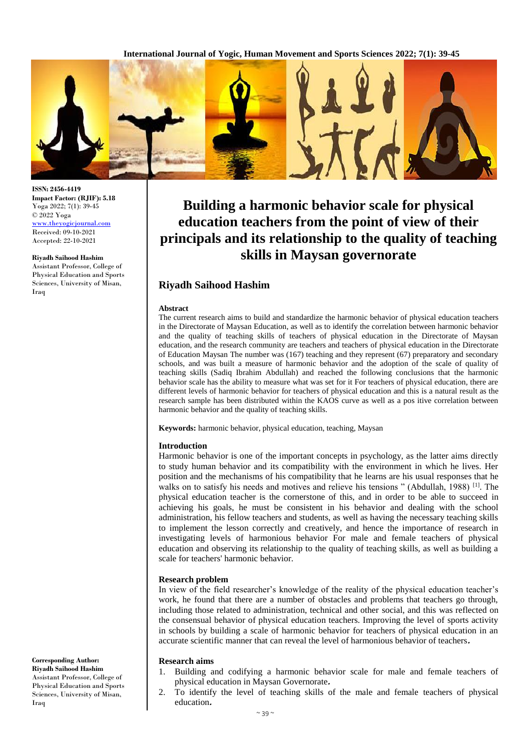ISSN: 2456-4419
**Impact Factor: (RJIF): 5.18**
Yoga 2022; 7(1): 39-45
© 2022 Yoga
www.theyogicjournal.com
Received: 09-10-2021
Accepted: 22-10-2021

**Riyadh Saihood Hashim**
Assistant Professor, College of Physical Education and Sports Sciences, University of Misan, Iraq

**Corresponding Author:**
**Riyadh Saihood Hashim**
Assistant Professor, College of Physical Education and Sports Sciences, University of Misan, Iraq

# Building a harmonic behavior scale for physical education teachers from the point of view of their principals and its relationship to the quality of teaching skills in Maysan governorate

## Riyadh Saihood Hashim

### Abstract

The current research aims to build and standardize the harmonic behavior of physical education teachers in the Directorate of Maysan Education, as well as to identify the correlation between harmonic behavior and the quality of teaching skills of teachers of physical education in the Directorate of Maysan education, and the research community are teachers and teachers of physical education in the Directorate of Education Maysan The number was (167) teaching and they represent (67) preparatory and secondary schools, and was built a measure of harmonic behavior and the adoption of the scale of quality of teaching skills (Sadiq Ibrahim Abdullah) and reached the following conclusions that the harmonic behavior scale has the ability to measure what was set for it For teachers of physical education, there are different levels of harmonic behavior for teachers of physical education and this is a natural result as the research sample has been distributed within the KAOS curve as well as a pos itive correlation between harmonic behavior and the quality of teaching skills.

**Keywords:** harmonic behavior, physical education, teaching, Maysan

### Introduction

Harmonic behavior is one of the important concepts in psychology, as the latter aims directly to study human behavior and its compatibility with the environment in which he lives. Her position and the mechanisms of his compatibility that he learns are his usual responses that he walks on to satisfy his needs and motives and relieve his tensions " (Abdullah, 1988) [1]. The physical education teacher is the cornerstone of this, and in order to be able to succeed in achieving his goals, he must be consistent in his behavior and dealing with the school administration, his fellow teachers and students, as well as having the necessary teaching skills to implement the lesson correctly and creatively, and hence the importance of research in investigating levels of harmonious behavior For male and female teachers of physical education and observing its relationship to the quality of teaching skills, as well as building a scale for teachers' harmonic behavior.

### Research problem

In view of the field researcher's knowledge of the reality of the physical education teacher's work, he found that there are a number of obstacles and problems that teachers go through, including those related to administration, technical and other social, and this was reflected on the consensual behavior of physical education teachers. Improving the level of sports activity in schools by building a scale of harmonic behavior for teachers of physical education in an accurate scientific manner that can reveal the level of harmonious behavior of teachers**.**

### Research aims

1. Building and codifying a harmonic behavior scale for male and female teachers of physical education in Maysan Governorate**.**
2. To identify the level of teaching skills of the male and female teachers of physical education**.**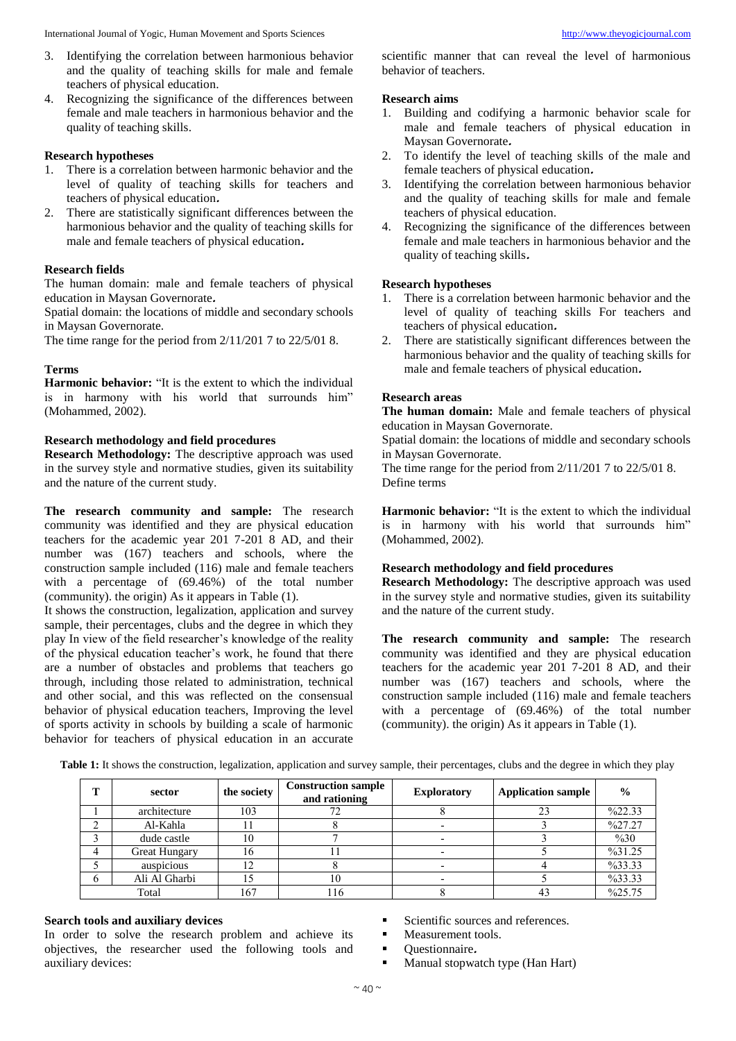3. Identifying the correlation between harmonious behavior and the quality of teaching skills for male and female teachers of physical education.
4. Recognizing the significance of the differences between female and male teachers in harmonious behavior and the quality of teaching skills.

**Research hypotheses**

1. There is a correlation between harmonic behavior and the level of quality of teaching skills for teachers and teachers of physical education.
2. There are statistically significant differences between the harmonious behavior and the quality of teaching skills for male and female teachers of physical education.

**Research fields**

The human domain: male and female teachers of physical education in Maysan Governorate.

Spatial domain: the locations of middle and secondary schools in Maysan Governorate.

The time range for the period from 2/11/201 7 to 22/5/01 8.

**Terms**

**Harmonic behavior:** "It is the extent to which the individual is in harmony with his world that surrounds him" (Mohammed, 2002).

**Research methodology and field procedures**

**Research Methodology:** The descriptive approach was used in the survey style and normative studies, given its suitability and the nature of the current study.

**The research community and sample:** The research community was identified and they are physical education teachers for the academic year 201 7-201 8 AD, and their number was (167) teachers and schools, where the construction sample included (116) male and female teachers with a percentage of (69.46%) of the total number (community). the origin) As it appears in Table (1).

It shows the construction, legalization, application and survey sample, their percentages, clubs and the degree in which they play In view of the field researcher's knowledge of the reality of the physical education teacher's work, he found that there are a number of obstacles and problems that teachers go through, including those related to administration, technical and other social, and this was reflected on the consensual behavior of physical education teachers, Improving the level of sports activity in schools by building a scale of harmonic behavior for teachers of physical education in an accurate scientific manner that can reveal the level of harmonious behavior of teachers.

**Research aims**

1. Building and codifying a harmonic behavior scale for male and female teachers of physical education in Maysan Governorate.
2. To identify the level of teaching skills of the male and female teachers of physical education.
3. Identifying the correlation between harmonious behavior and the quality of teaching skills for male and female teachers of physical education.
4. Recognizing the significance of the differences between female and male teachers in harmonious behavior and the quality of teaching skills.

**Research hypotheses**

1. There is a correlation between harmonic behavior and the level of quality of teaching skills For teachers and teachers of physical education.
2. There are statistically significant differences between the harmonious behavior and the quality of teaching skills for male and female teachers of physical education.

**Research areas**

**The human domain:** Male and female teachers of physical education in Maysan Governorate.

Spatial domain: the locations of middle and secondary schools in Maysan Governorate.

The time range for the period from 2/11/201 7 to 22/5/01 8.

Define terms

**Harmonic behavior:** "It is the extent to which the individual is in harmony with his world that surrounds him" (Mohammed, 2002).

**Research methodology and field procedures**

**Research Methodology:** The descriptive approach was used in the survey style and normative studies, given its suitability and the nature of the current study.

**The research community and sample:** The research community was identified and they are physical education teachers for the academic year 201 7-201 8 AD, and their number was (167) teachers and schools, where the construction sample included (116) male and female teachers with a percentage of (69.46%) of the total number (community). the origin) As it appears in Table (1).

**Table 1:** It shows the construction, legalization, application and survey sample, their percentages, clubs and the degree in which they play

| T | sector | the society | Construction sample and rationing | Exploratory | Application sample | % |
|---|---|---|---|---|---|---|
| 1 | architecture | 103 | 72 | 8 | 23 | %22.33 |
| 2 | Al-Kahla | 11 | 8 | - | 3 | %27.27 |
| 3 | dude castle | 10 | 7 | - | 3 | %30 |
| 4 | Great Hungary | 16 | 11 | - | 5 | %31.25 |
| 5 | auspicious | 12 | 8 | - | 4 | %33.33 |
| 6 | Ali Al Gharbi | 15 | 10 | - | 5 | %33.33 |
| Total | | 167 | 116 | 8 | 43 | %25.75 |

**Search tools and auxiliary devices**

In order to solve the research problem and achieve its objectives, the researcher used the following tools and auxiliary devices:

- Scientific sources and references.
- Measurement tools.
- Questionnaire.
- Manual stopwatch type (Han Hart)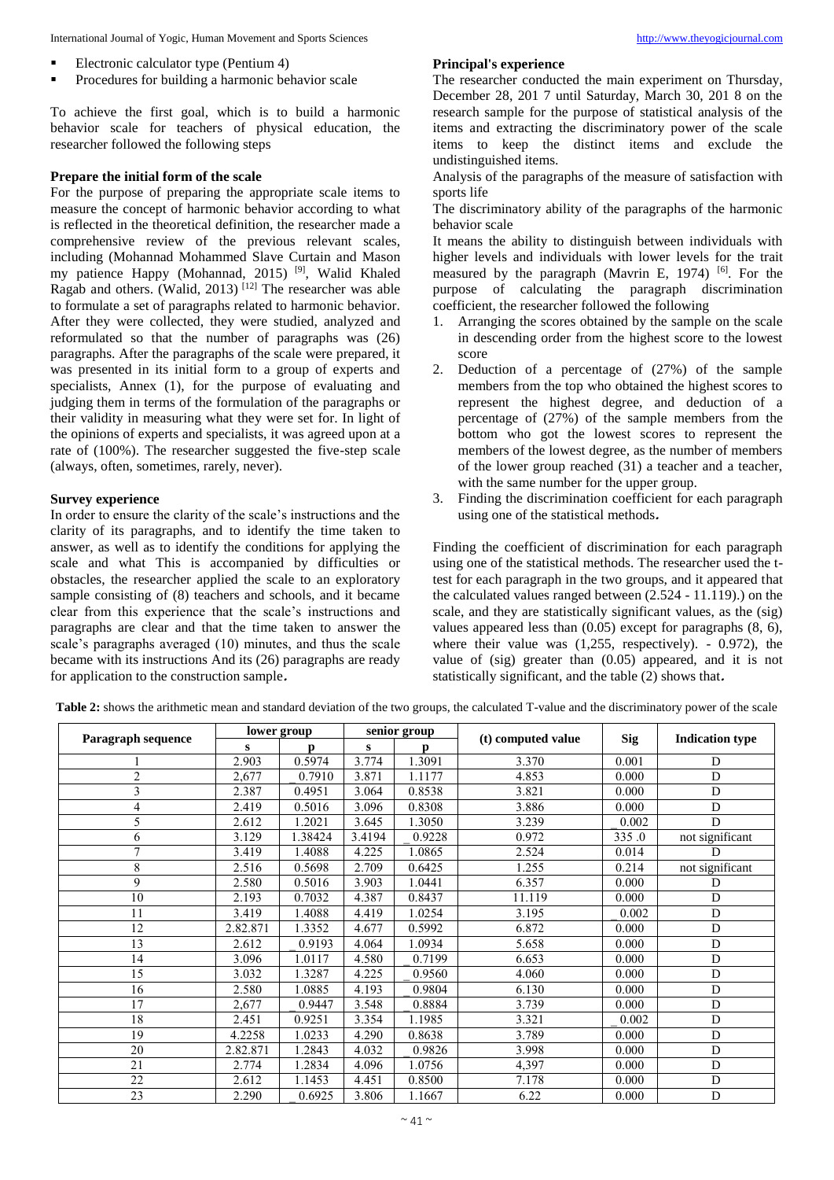- Electronic calculator type (Pentium 4)
- Procedures for building a harmonic behavior scale

To achieve the first goal, which is to build a harmonic behavior scale for teachers of physical education, the researcher followed the following steps

### Prepare the initial form of the scale

For the purpose of preparing the appropriate scale items to measure the concept of harmonic behavior according to what is reflected in the theoretical definition, the researcher made a comprehensive review of the previous relevant scales, including (Mohannad Mohammed Slave Curtain and Mason my patience Happy (Mohannad, 2015) [9], Walid Khaled Ragab and others. (Walid, 2013) [12] The researcher was able to formulate a set of paragraphs related to harmonic behavior. After they were collected, they were studied, analyzed and reformulated so that the number of paragraphs was (26) paragraphs. After the paragraphs of the scale were prepared, it was presented in its initial form to a group of experts and specialists, Annex (1), for the purpose of evaluating and judging them in terms of the formulation of the paragraphs or their validity in measuring what they were set for. In light of the opinions of experts and specialists, it was agreed upon at a rate of (100%). The researcher suggested the five-step scale (always, often, sometimes, rarely, never).

### Survey experience

In order to ensure the clarity of the scale's instructions and the clarity of its paragraphs, and to identify the time taken to answer, as well as to identify the conditions for applying the scale and what This is accompanied by difficulties or obstacles, the researcher applied the scale to an exploratory sample consisting of (8) teachers and schools, and it became clear from this experience that the scale's instructions and paragraphs are clear and that the time taken to answer the scale's paragraphs averaged (10) minutes, and thus the scale became with its instructions And its (26) paragraphs are ready for application to the construction sample.

### Principal's experience

The researcher conducted the main experiment on Thursday, December 28, 201 7 until Saturday, March 30, 201 8 on the research sample for the purpose of statistical analysis of the items and extracting the discriminatory power of the scale items to keep the distinct items and exclude the undistinguished items.

Analysis of the paragraphs of the measure of satisfaction with sports life

The discriminatory ability of the paragraphs of the harmonic behavior scale

It means the ability to distinguish between individuals with higher levels and individuals with lower levels for the trait measured by the paragraph (Mavrin E, 1974) [6]. For the purpose of calculating the paragraph discrimination coefficient, the researcher followed the following

1. Arranging the scores obtained by the sample on the scale in descending order from the highest score to the lowest score
2. Deduction of a percentage of (27%) of the sample members from the top who obtained the highest scores to represent the highest degree, and deduction of a percentage of (27%) of the sample members from the bottom who got the lowest scores to represent the members of the lowest degree, as the number of members of the lower group reached (31) a teacher and a teacher, with the same number for the upper group.
3. Finding the discrimination coefficient for each paragraph using one of the statistical methods.

Finding the coefficient of discrimination for each paragraph using one of the statistical methods. The researcher used the t-test for each paragraph in the two groups, and it appeared that the calculated values ranged between (2.524 - 11.119).) on the scale, and they are statistically significant values, as the (sig) values appeared less than (0.05) except for paragraphs (8, 6), where their value was (1,255, respectively). - 0.972), the value of (sig) greater than (0.05) appeared, and it is not statistically significant, and the table (2) shows that.

**Table 2:** shows the arithmetic mean and standard deviation of the two groups, the calculated T-value and the discriminatory power of the scale

| Paragraph sequence | lower group | | senior group | | (t) computed value | Sig | Indication type |
|---|---|---|---|---|---|---|---|
| | s | p | s | p | | | |
| 1 | 2.903 | 0.5974 | 3.774 | 1.3091 | 3.370 | 0.001 | D |
| 2 | 2,677 | 0.7910 | 3.871 | 1.1177 | 4.853 | 0.000 | D |
| 3 | 2.387 | 0.4951 | 3.064 | 0.8538 | 3.821 | 0.000 | D |
| 4 | 2.419 | 0.5016 | 3.096 | 0.8308 | 3.886 | 0.000 | D |
| 5 | 2.612 | 1.2021 | 3.645 | 1.3050 | 3.239 | 0.002 | D |
| 6 | 3.129 | 1.38424 | 3.4194 | 0.9228 | 0.972 | 335 .0 | not significant |
| 7 | 3.419 | 1.4088 | 4.225 | 1.0865 | 2.524 | 0.014 | D |
| 8 | 2.516 | 0.5698 | 2.709 | 0.6425 | 1.255 | 0.214 | not significant |
| 9 | 2.580 | 0.5016 | 3.903 | 1.0441 | 6.357 | 0.000 | D |
| 10 | 2.193 | 0.7032 | 4.387 | 0.8437 | 11.119 | 0.000 | D |
| 11 | 3.419 | 1.4088 | 4.419 | 1.0254 | 3.195 | 0.002 | D |
| 12 | 2.82.871 | 1.3352 | 4.677 | 0.5992 | 6.872 | 0.000 | D |
| 13 | 2.612 | 0.9193 | 4.064 | 1.0934 | 5.658 | 0.000 | D |
| 14 | 3.096 | 1.0117 | 4.580 | 0.7199 | 6.653 | 0.000 | D |
| 15 | 3.032 | 1.3287 | 4.225 | 0.9560 | 4.060 | 0.000 | D |
| 16 | 2.580 | 1.0885 | 4.193 | 0.9804 | 6.130 | 0.000 | D |
| 17 | 2,677 | 0.9447 | 3.548 | 0.8884 | 3.739 | 0.000 | D |
| 18 | 2.451 | 0.9251 | 3.354 | 1.1985 | 3.321 | 0.002 | D |
| 19 | 4.2258 | 1.0233 | 4.290 | 0.8638 | 3.789 | 0.000 | D |
| 20 | 2.82.871 | 1.2843 | 4.032 | 0.9826 | 3.998 | 0.000 | D |
| 21 | 2.774 | 1.2834 | 4.096 | 1.0756 | 4,397 | 0.000 | D |
| 22 | 2.612 | 1.1453 | 4.451 | 0.8500 | 7.178 | 0.000 | D |
| 23 | 2.290 | 0.6925 | 3.806 | 1.1667 | 6.22 | 0.000 | D |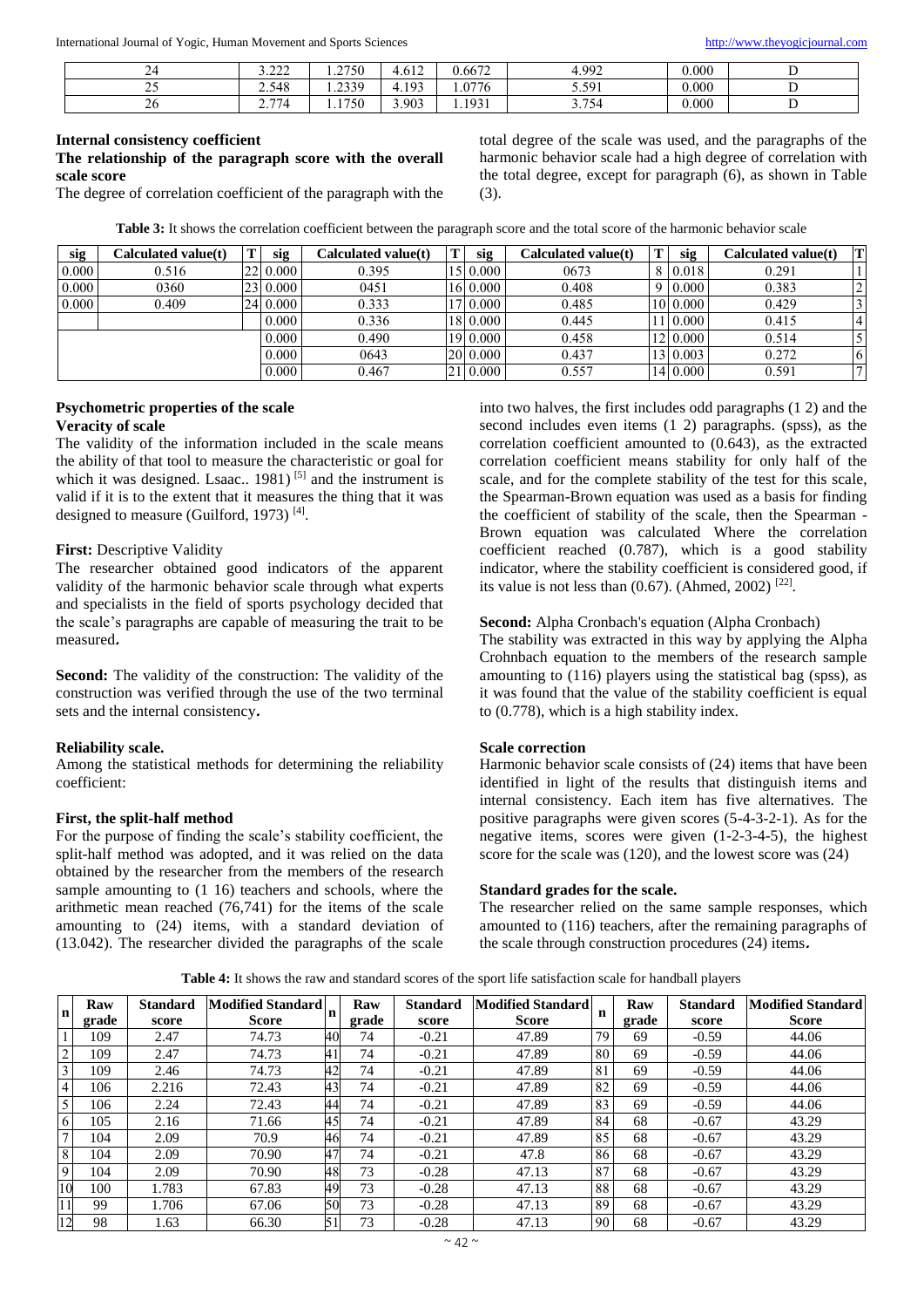| 24 | 3.222 | 1.2750 | 4.612 | 0.6672 | 4.992 | 0.000 | D |
|---|---|---|---|---|---|---|---|
| 25 | 2.548 | 1.2339 | 4.193 | 1.0776 | 5.591 | 0.000 | D |
| 26 | 2.774 | 1.1750 | 3.903 | 1.1931 | 3.754 | 0.000 | D |

**Internal consistency coefficient**

**The relationship of the paragraph score with the overall scale score**

The degree of correlation coefficient of the paragraph with the total degree of the scale was used, and the paragraphs of the harmonic behavior scale had a high degree of correlation with the total degree, except for paragraph (6), as shown in Table (3).

**Table 3:** It shows the correlation coefficient between the paragraph score and the total score of the harmonic behavior scale

| sig | Calculated value(t) | T | sig | Calculated value(t) | T | sig | Calculated value(t) | T | sig | Calculated value(t) | T |
|---|---|---|---|---|---|---|---|---|---|---|---|
| 0.000 | 0.516 | 22 | 0.000 | 0.395 | 15 | 0.000 | 0673 | 8 | 0.018 | 0.291 | 1 |
| 0.000 | 0360 | 23 | 0.000 | 0451 | 16 | 0.000 | 0.408 | 9 | 0.000 | 0.383 | 2 |
| 0.000 | 0.409 | 24 | 0.000 | 0.333 | 17 | 0.000 | 0.485 | 10 | 0.000 | 0.429 | 3 |
| | | | 0.000 | 0.336 | 18 | 0.000 | 0.445 | 11 | 0.000 | 0.415 | 4 |
| | | | 0.000 | 0.490 | 19 | 0.000 | 0.458 | 12 | 0.000 | 0.514 | 5 |
| | | | 0.000 | 0643 | 20 | 0.000 | 0.437 | 13 | 0.003 | 0.272 | 6 |
| | | | 0.000 | 0.467 | 21 | 0.000 | 0.557 | 14 | 0.000 | 0.591 | 7 |

**Psychometric properties of the scale**

**Veracity of scale**

The validity of the information included in the scale means the ability of that tool to measure the characteristic or goal for which it was designed. Lsaac.. 1981) [5] and the instrument is valid if it is to the extent that it measures the thing that it was designed to measure (Guilford, 1973) [4].

**First:** Descriptive Validity

The researcher obtained good indicators of the apparent validity of the harmonic behavior scale through what experts and specialists in the field of sports psychology decided that the scale's paragraphs are capable of measuring the trait to be measured**.**

**Second:** The validity of the construction: The validity of the construction was verified through the use of the two terminal sets and the internal consistency**.**

**Reliability scale.**

Among the statistical methods for determining the reliability coefficient:

**First, the split-half method**

For the purpose of finding the scale's stability coefficient, the split-half method was adopted, and it was relied on the data obtained by the researcher from the members of the research sample amounting to (1 16) teachers and schools, where the arithmetic mean reached (76,741) for the items of the scale amounting to (24) items, with a standard deviation of (13.042). The researcher divided the paragraphs of the scale into two halves, the first includes odd paragraphs (1 2) and the second includes even items (1 2) paragraphs. (spss), as the correlation coefficient amounted to (0.643), as the extracted correlation coefficient means stability for only half of the scale, and for the complete stability of the test for this scale, the Spearman-Brown equation was used as a basis for finding the coefficient of stability of the scale, then the Spearman - Brown equation was calculated Where the correlation coefficient reached (0.787), which is a good stability indicator, where the stability coefficient is considered good, if its value is not less than (0.67). (Ahmed, 2002) [22].

**Second:** Alpha Cronbach's equation (Alpha Cronbach)

The stability was extracted in this way by applying the Alpha Crohnbach equation to the members of the research sample amounting to (116) players using the statistical bag (spss), as it was found that the value of the stability coefficient is equal to (0.778), which is a high stability index.

**Scale correction**

Harmonic behavior scale consists of (24) items that have been identified in light of the results that distinguish items and internal consistency. Each item has five alternatives. The positive paragraphs were given scores (5-4-3-2-1). As for the negative items, scores were given (1-2-3-4-5), the highest score for the scale was (120), and the lowest score was (24)

**Standard grades for the scale.**

The researcher relied on the same sample responses, which amounted to (116) teachers, after the remaining paragraphs of the scale through construction procedures (24) items**.**

**Table 4:** It shows the raw and standard scores of the sport life satisfaction scale for handball players

| n | Raw grade | Standard score | Modified Standard Score | n | Raw grade | Standard score | Modified Standard Score | n | Raw grade | Standard score | Modified Standard Score |
|---|---|---|---|---|---|---|---|---|---|---|---|
| 1 | 109 | 2.47 | 74.73 | 40 | 74 | -0.21 | 47.89 | 79 | 69 | -0.59 | 44.06 |
| 2 | 109 | 2.47 | 74.73 | 41 | 74 | -0.21 | 47.89 | 80 | 69 | -0.59 | 44.06 |
| 3 | 109 | 2.46 | 74.73 | 42 | 74 | -0.21 | 47.89 | 81 | 69 | -0.59 | 44.06 |
| 4 | 106 | 2.216 | 72.43 | 43 | 74 | -0.21 | 47.89 | 82 | 69 | -0.59 | 44.06 |
| 5 | 106 | 2.24 | 72.43 | 44 | 74 | -0.21 | 47.89 | 83 | 69 | -0.59 | 44.06 |
| 6 | 105 | 2.16 | 71.66 | 45 | 74 | -0.21 | 47.89 | 84 | 68 | -0.67 | 43.29 |
| 7 | 104 | 2.09 | 70.9 | 46 | 74 | -0.21 | 47.89 | 85 | 68 | -0.67 | 43.29 |
| 8 | 104 | 2.09 | 70.90 | 47 | 74 | -0.21 | 47.8 | 86 | 68 | -0.67 | 43.29 |
| 9 | 104 | 2.09 | 70.90 | 48 | 73 | -0.28 | 47.13 | 87 | 68 | -0.67 | 43.29 |
| 10 | 100 | 1.783 | 67.83 | 49 | 73 | -0.28 | 47.13 | 88 | 68 | -0.67 | 43.29 |
| 11 | 99 | 1.706 | 67.06 | 50 | 73 | -0.28 | 47.13 | 89 | 68 | -0.67 | 43.29 |
| 12 | 98 | 1.63 | 66.30 | 51 | 73 | -0.28 | 47.13 | 90 | 68 | -0.67 | 43.29 |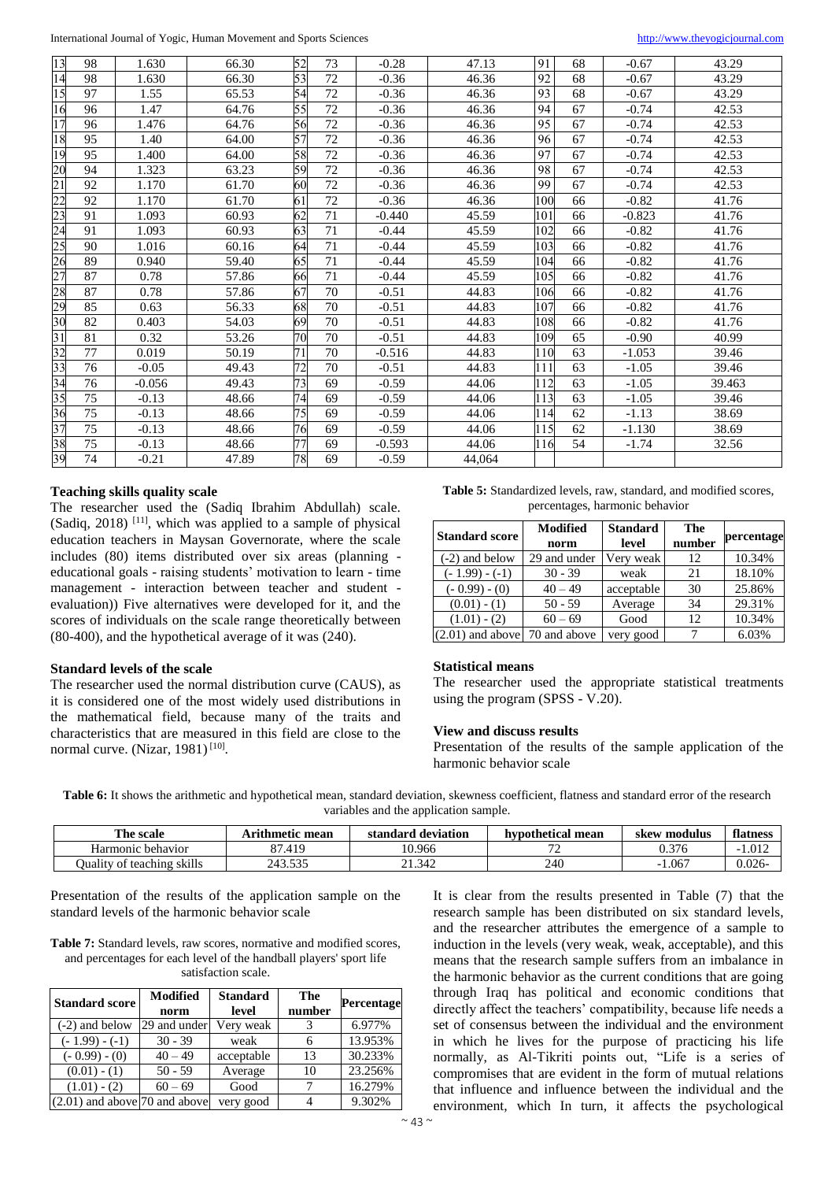| | | | | | | | | | | | |
|---|---|---|---|---|---|---|---|---|---|---|---|
| 13 | 98 | 1.630 | 66.30 | 52 | 73 | -0.28 | 47.13 | 91 | 68 | -0.67 | 43.29 |
| 14 | 98 | 1.630 | 66.30 | 53 | 72 | -0.36 | 46.36 | 92 | 68 | -0.67 | 43.29 |
| 15 | 97 | 1.55 | 65.53 | 54 | 72 | -0.36 | 46.36 | 93 | 68 | -0.67 | 43.29 |
| 16 | 96 | 1.47 | 64.76 | 55 | 72 | -0.36 | 46.36 | 94 | 67 | -0.74 | 42.53 |
| 17 | 96 | 1.476 | 64.76 | 56 | 72 | -0.36 | 46.36 | 95 | 67 | -0.74 | 42.53 |
| 18 | 95 | 1.40 | 64.00 | 57 | 72 | -0.36 | 46.36 | 96 | 67 | -0.74 | 42.53 |
| 19 | 95 | 1.400 | 64.00 | 58 | 72 | -0.36 | 46.36 | 97 | 67 | -0.74 | 42.53 |
| 20 | 94 | 1.323 | 63.23 | 59 | 72 | -0.36 | 46.36 | 98 | 67 | -0.74 | 42.53 |
| 21 | 92 | 1.170 | 61.70 | 60 | 72 | -0.36 | 46.36 | 99 | 67 | -0.74 | 42.53 |
| 22 | 92 | 1.170 | 61.70 | 61 | 72 | -0.36 | 46.36 | 100 | 66 | -0.82 | 41.76 |
| 23 | 91 | 1.093 | 60.93 | 62 | 71 | -0.440 | 45.59 | 101 | 66 | -0.823 | 41.76 |
| 24 | 91 | 1.093 | 60.93 | 63 | 71 | -0.44 | 45.59 | 102 | 66 | -0.82 | 41.76 |
| 25 | 90 | 1.016 | 60.16 | 64 | 71 | -0.44 | 45.59 | 103 | 66 | -0.82 | 41.76 |
| 26 | 89 | 0.940 | 59.40 | 65 | 71 | -0.44 | 45.59 | 104 | 66 | -0.82 | 41.76 |
| 27 | 87 | 0.78 | 57.86 | 66 | 71 | -0.44 | 45.59 | 105 | 66 | -0.82 | 41.76 |
| 28 | 87 | 0.78 | 57.86 | 67 | 70 | -0.51 | 44.83 | 106 | 66 | -0.82 | 41.76 |
| 29 | 85 | 0.63 | 56.33 | 68 | 70 | -0.51 | 44.83 | 107 | 66 | -0.82 | 41.76 |
| 30 | 82 | 0.403 | 54.03 | 69 | 70 | -0.51 | 44.83 | 108 | 66 | -0.82 | 41.76 |
| 31 | 81 | 0.32 | 53.26 | 70 | 70 | -0.51 | 44.83 | 109 | 65 | -0.90 | 40.99 |
| 32 | 77 | 0.019 | 50.19 | 71 | 70 | -0.516 | 44.83 | 110 | 63 | -1.053 | 39.46 |
| 33 | 76 | -0.05 | 49.43 | 72 | 70 | -0.51 | 44.83 | 111 | 63 | -1.05 | 39.46 |
| 34 | 76 | -0.056 | 49.43 | 73 | 69 | -0.59 | 44.06 | 112 | 63 | -1.05 | 39.463 |
| 35 | 75 | -0.13 | 48.66 | 74 | 69 | -0.59 | 44.06 | 113 | 63 | -1.05 | 39.46 |
| 36 | 75 | -0.13 | 48.66 | 75 | 69 | -0.59 | 44.06 | 114 | 62 | -1.13 | 38.69 |
| 37 | 75 | -0.13 | 48.66 | 76 | 69 | -0.59 | 44.06 | 115 | 62 | -1.130 | 38.69 |
| 38 | 75 | -0.13 | 48.66 | 77 | 69 | -0.593 | 44.06 | 116 | 54 | -1.74 | 32.56 |
| 39 | 74 | -0.21 | 47.89 | 78 | 69 | -0.59 | 44,064 | | | | |

### Teaching skills quality scale

The researcher used the (Sadiq Ibrahim Abdullah) scale. (Sadiq, 2018) [11], which was applied to a sample of physical education teachers in Maysan Governorate, where the scale includes (80) items distributed over six areas (planning - educational goals - raising students' motivation to learn - time management - interaction between teacher and student - evaluation)) Five alternatives were developed for it, and the scores of individuals on the scale range theoretically between (80-400), and the hypothetical average of it was (240).

### Standard levels of the scale

The researcher used the normal distribution curve (CAUS), as it is considered one of the most widely used distributions in the mathematical field, because many of the traits and characteristics that are measured in this field are close to the normal curve. (Nizar, 1981) [10].

**Table 5:** Standardized levels, raw, standard, and modified scores, percentages, harmonic behavior

| Standard score | Modified norm | Standard level | The number | percentage |
|---|---|---|---|---|
| (-2) and below | 29 and under | Very weak | 12 | 10.34% |
| (- 1.99) - (-1) | 30 - 39 | weak | 21 | 18.10% |
| (- 0.99) - (0) | 40 – 49 | acceptable | 30 | 25.86% |
| (0.01) - (1) | 50 - 59 | Average | 34 | 29.31% |
| (1.01) - (2) | 60 – 69 | Good | 12 | 10.34% |
| (2.01) and above | 70 and above | very good | 7 | 6.03% |

### Statistical means

The researcher used the appropriate statistical treatments using the program (SPSS - V.20).

### View and discuss results

Presentation of the results of the sample application of the harmonic behavior scale

**Table 6:** It shows the arithmetic and hypothetical mean, standard deviation, skewness coefficient, flatness and standard error of the research variables and the application sample.

| The scale | Arithmetic mean | standard deviation | hypothetical mean | skew modulus | flatness |
|---|---|---|---|---|---|
| Harmonic behavior | 87.419 | 10.966 | 72 | 0.376 | -1.012 |
| Quality of teaching skills | 243.535 | 21.342 | 240 | -1.067 | 0.026- |

Presentation of the results of the application sample on the standard levels of the harmonic behavior scale

**Table 7:** Standard levels, raw scores, normative and modified scores, and percentages for each level of the handball players' sport life satisfaction scale.

| Standard score | Modified norm | Standard level | The number | Percentage |
|---|---|---|---|---|
| (-2) and below | 29 and under | Very weak | 3 | 6.977% |
| (- 1.99) - (-1) | 30 - 39 | weak | 6 | 13.953% |
| (- 0.99) - (0) | 40 – 49 | acceptable | 13 | 30.233% |
| (0.01) - (1) | 50 - 59 | Average | 10 | 23.256% |
| (1.01) - (2) | 60 – 69 | Good | 7 | 16.279% |
| (2.01) and above | 70 and above | very good | 4 | 9.302% |

It is clear from the results presented in Table (7) that the research sample has been distributed on six standard levels, and the researcher attributes the emergence of a sample to induction in the levels (very weak, weak, acceptable), and this means that the research sample suffers from an imbalance in the harmonic behavior as the current conditions that are going through Iraq has political and economic conditions that directly affect the teachers' compatibility, because life needs a set of consensus between the individual and the environment in which he lives for the purpose of practicing his life normally, as Al-Tikriti points out, "Life is a series of compromises that are evident in the form of mutual relations that influence and influence between the individual and the environment, which In turn, it affects the psychological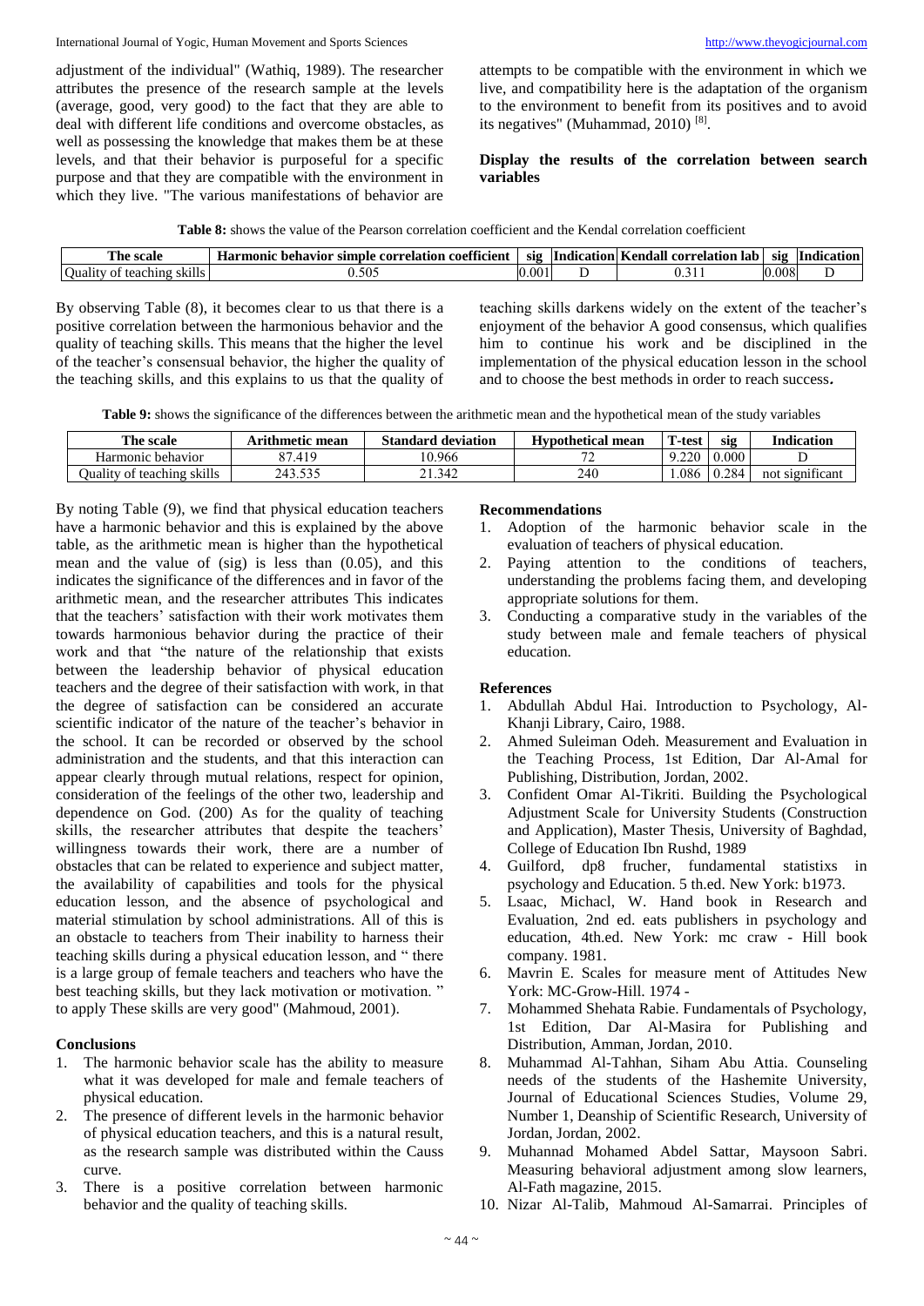adjustment of the individual" (Wathiq, 1989). The researcher attributes the presence of the research sample at the levels (average, good, very good) to the fact that they are able to deal with different life conditions and overcome obstacles, as well as possessing the knowledge that makes them be at these levels, and that their behavior is purposeful for a specific purpose and that they are compatible with the environment in which they live. "The various manifestations of behavior are attempts to be compatible with the environment in which we live, and compatibility here is the adaptation of the organism to the environment to benefit from its positives and to avoid its negatives" (Muhammad, 2010) [8].

**Display the results of the correlation between search variables**

**Table 8:** shows the value of the Pearson correlation coefficient and the Kendal correlation coefficient

| The scale | Harmonic behavior simple correlation coefficient | sig | Indication | Kendall correlation lab | sig | Indication |
|---|---|---|---|---|---|---|
| Quality of teaching skills | 0.505 | 0.001 | D | 0.311 | 0.008 | D |

By observing Table (8), it becomes clear to us that there is a positive correlation between the harmonious behavior and the quality of teaching skills. This means that the higher the level of the teacher's consensual behavior, the higher the quality of the teaching skills, and this explains to us that the quality of teaching skills darkens widely on the extent of the teacher's enjoyment of the behavior A good consensus, which qualifies him to continue his work and be disciplined in the implementation of the physical education lesson in the school and to choose the best methods in order to reach success**.**

**Table 9:** shows the significance of the differences between the arithmetic mean and the hypothetical mean of the study variables

| The scale | Arithmetic mean | Standard deviation | Hypothetical mean | T-test | sig | Indication |
|---|---|---|---|---|---|---|
| Harmonic behavior | 87.419 | 10.966 | 72 | 9.220 | 0.000 | D |
| Quality of teaching skills | 243.535 | 21.342 | 240 | 1.086 | 0.284 | not significant |

By noting Table (9), we find that physical education teachers have a harmonic behavior and this is explained by the above table, as the arithmetic mean is higher than the hypothetical mean and the value of (sig) is less than (0.05), and this indicates the significance of the differences and in favor of the arithmetic mean, and the researcher attributes This indicates that the teachers' satisfaction with their work motivates them towards harmonious behavior during the practice of their work and that "the nature of the relationship that exists between the leadership behavior of physical education teachers and the degree of their satisfaction with work, in that the degree of satisfaction can be considered an accurate scientific indicator of the nature of the teacher's behavior in the school. It can be recorded or observed by the school administration and the students, and that this interaction can appear clearly through mutual relations, respect for opinion, consideration of the feelings of the other two, leadership and dependence on God. (200) As for the quality of teaching skills, the researcher attributes that despite the teachers' willingness towards their work, there are a number of obstacles that can be related to experience and subject matter, the availability of capabilities and tools for the physical education lesson, and the absence of psychological and material stimulation by school administrations. All of this is an obstacle to teachers from Their inability to harness their teaching skills during a physical education lesson, and " there is a large group of female teachers and teachers who have the best teaching skills, but they lack motivation or motivation. " to apply These skills are very good" (Mahmoud, 2001).

## Conclusions

1. The harmonic behavior scale has the ability to measure what it was developed for male and female teachers of physical education.
2. The presence of different levels in the harmonic behavior of physical education teachers, and this is a natural result, as the research sample was distributed within the Causs curve.
3. There is a positive correlation between harmonic behavior and the quality of teaching skills.

## Recommendations

1. Adoption of the harmonic behavior scale in the evaluation of teachers of physical education.
2. Paying attention to the conditions of teachers, understanding the problems facing them, and developing appropriate solutions for them.
3. Conducting a comparative study in the variables of the study between male and female teachers of physical education.

## References

1. Abdullah Abdul Hai. Introduction to Psychology, Al-Khanji Library, Cairo, 1988.
2. Ahmed Suleiman Odeh. Measurement and Evaluation in the Teaching Process, 1st Edition, Dar Al-Amal for Publishing, Distribution, Jordan, 2002.
3. Confident Omar Al-Tikriti. Building the Psychological Adjustment Scale for University Students (Construction and Application), Master Thesis, University of Baghdad, College of Education Ibn Rushd, 1989
4. Guilford, dp8 frucher, fundamental statistixs in psychology and Education. 5 th.ed. New York: b1973.
5. Lsaac, Michacl, W. Hand book in Research and Evaluation, 2nd ed. eats publishers in psychology and education, 4th.ed. New York: mc craw - Hill book company. 1981.
6. Mavrin E. Scales for measure ment of Attitudes New York: MC-Grow-Hill. 1974 -
7. Mohammed Shehata Rabie. Fundamentals of Psychology, 1st Edition, Dar Al-Masira for Publishing and Distribution, Amman, Jordan, 2010.
8. Muhammad Al-Tahhan, Siham Abu Attia. Counseling needs of the students of the Hashemite University, Journal of Educational Sciences Studies, Volume 29, Number 1, Deanship of Scientific Research, University of Jordan, Jordan, 2002.
9. Muhannad Mohamed Abdel Sattar, Maysoon Sabri. Measuring behavioral adjustment among slow learners, Al-Fath magazine, 2015.
10. Nizar Al-Talib, Mahmoud Al-Samarrai. Principles of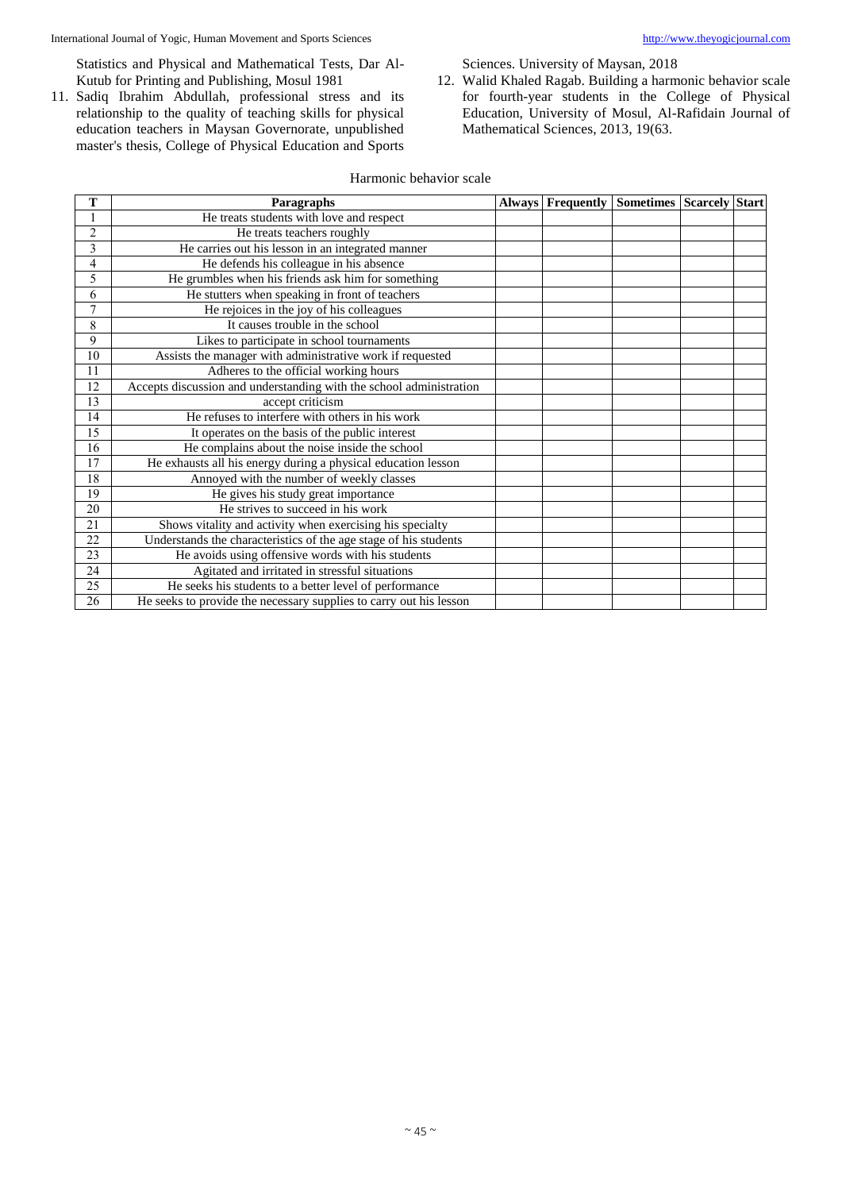Statistics and Physical and Mathematical Tests, Dar Al-Kutub for Printing and Publishing, Mosul 1981

11. Sadiq Ibrahim Abdullah, professional stress and its relationship to the quality of teaching skills for physical education teachers in Maysan Governorate, unpublished master's thesis, College of Physical Education and Sports Sciences. University of Maysan, 2018
12. Walid Khaled Ragab. Building a harmonic behavior scale for fourth-year students in the College of Physical Education, University of Mosul, Al-Rafidain Journal of Mathematical Sciences, 2013, 19(63.

Harmonic behavior scale

| T | Paragraphs | Always | Frequently | Sometimes | Scarcely | Start |
|---|---|---|---|---|---|---|
| 1 | He treats students with love and respect | | | | | |
| 2 | He treats teachers roughly | | | | | |
| 3 | He carries out his lesson in an integrated manner | | | | | |
| 4 | He defends his colleague in his absence | | | | | |
| 5 | He grumbles when his friends ask him for something | | | | | |
| 6 | He stutters when speaking in front of teachers | | | | | |
| 7 | He rejoices in the joy of his colleagues | | | | | |
| 8 | It causes trouble in the school | | | | | |
| 9 | Likes to participate in school tournaments | | | | | |
| 10 | Assists the manager with administrative work if requested | | | | | |
| 11 | Adheres to the official working hours | | | | | |
| 12 | Accepts discussion and understanding with the school administration | | | | | |
| 13 | accept criticism | | | | | |
| 14 | He refuses to interfere with others in his work | | | | | |
| 15 | It operates on the basis of the public interest | | | | | |
| 16 | He complains about the noise inside the school | | | | | |
| 17 | He exhausts all his energy during a physical education lesson | | | | | |
| 18 | Annoyed with the number of weekly classes | | | | | |
| 19 | He gives his study great importance | | | | | |
| 20 | He strives to succeed in his work | | | | | |
| 21 | Shows vitality and activity when exercising his specialty | | | | | |
| 22 | Understands the characteristics of the age stage of his students | | | | | |
| 23 | He avoids using offensive words with his students | | | | | |
| 24 | Agitated and irritated in stressful situations | | | | | |
| 25 | He seeks his students to a better level of performance | | | | | |
| 26 | He seeks to provide the necessary supplies to carry out his lesson | | | | | |